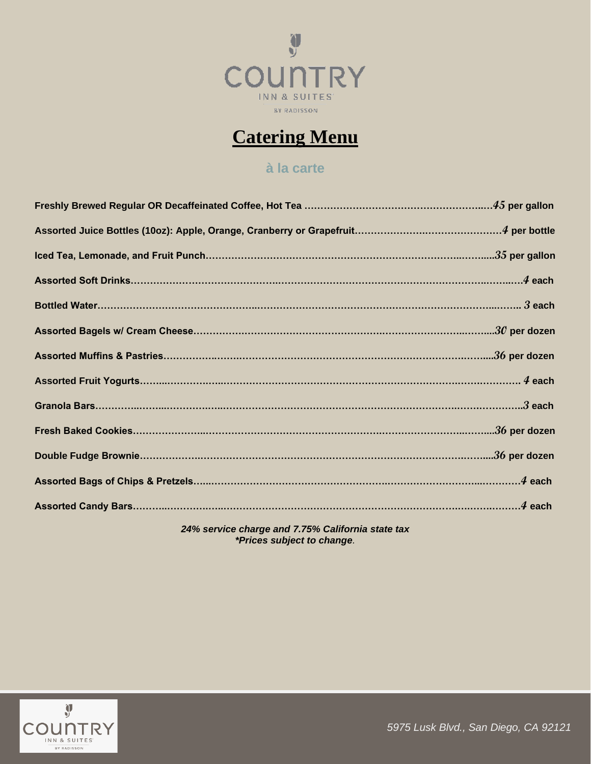# Catering Menu

## à la carte

**Freshly Brewed Regular OR Decaffeinated Coffee, Hot Tea** ……… *45* **per gallon**

**Assorted Juice Bottles (10oz): Apple, Orange, Cranberry or Grapefruit** ……… *4* **per bottle**

**Iced Tea, Lemonade, and Fruit Punch** ……… *35* **per gallon**

**Assorted Soft Drinks** ……… *4* **each**

**Bottled Water** ……… *3* **each**

**Assorted Bagels w/ Cream Cheese** ……… *30* **per dozen**

**Assorted Muffins & Pastries** ……… *36* **per dozen**

**Assorted Fruit Yogurts** ……… *4* **each**

**Granola Bars** ……… *3* **each**

**Fresh Baked Cookies** ……… *36* **per dozen**

**Double Fudge Brownie** ……… *36* **per dozen**

**Assorted Bags of Chips & Pretzels** ……… *4* **each**

**Assorted Candy Bars** ……… *4* **each**

***24% service charge and 7.75% California state tax***
***\*Prices subject to change.***

*5975 Lusk Blvd., San Diego, CA 92121*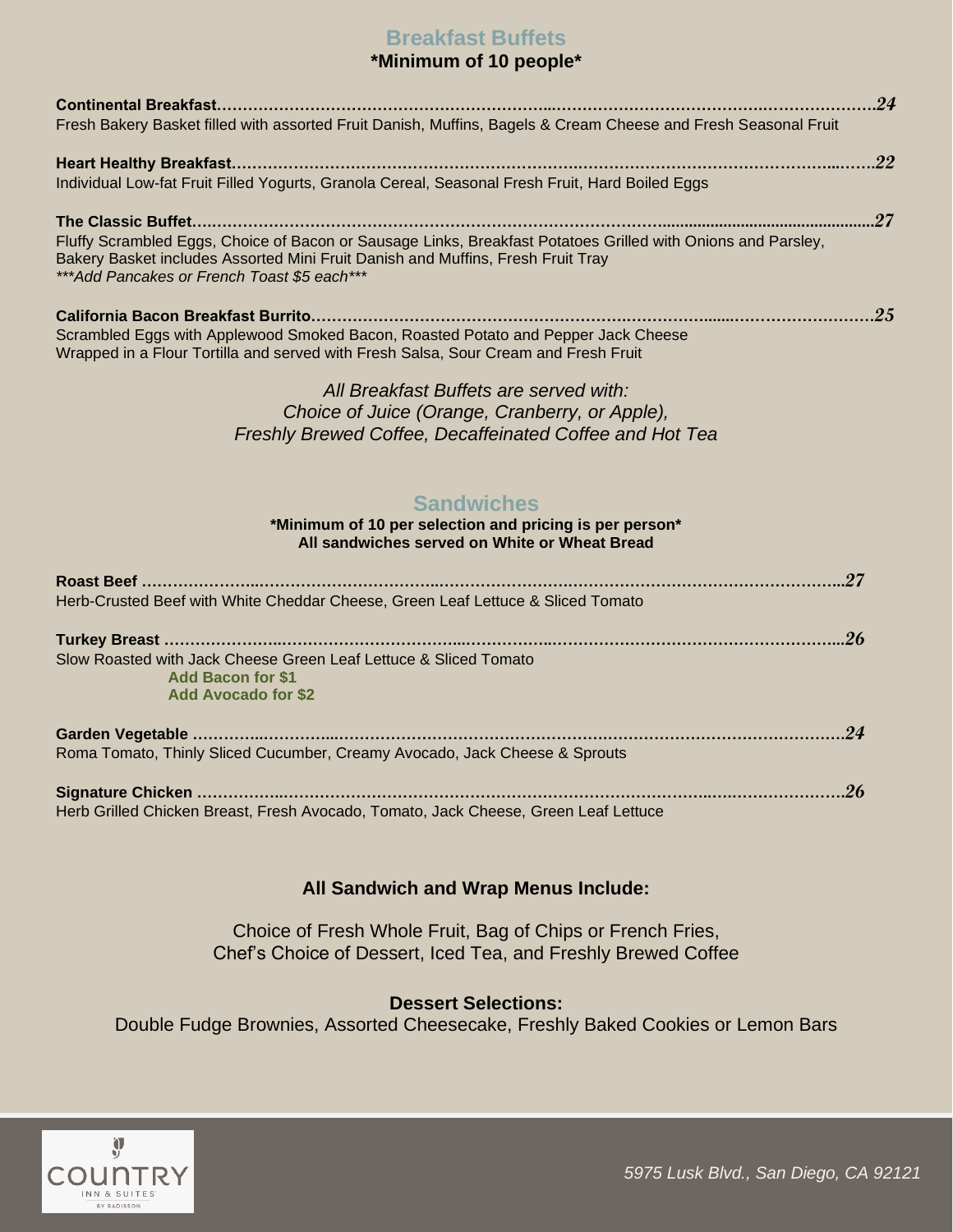## Breakfast Buffets

**\*Minimum of 10 people\***

**Continental Breakfast**……………………………………………………………………………………………………….*24*
Fresh Bakery Basket filled with assorted Fruit Danish, Muffins, Bagels & Cream Cheese and Fresh Seasonal Fruit

**Heart Healthy Breakfast**……………………………………………………………………………………………………….*22*
Individual Low-fat Fruit Filled Yogurts, Granola Cereal, Seasonal Fresh Fruit, Hard Boiled Eggs

**The Classic Buffet**……………………………………………………………………………………………………….*27*
Fluffy Scrambled Eggs, Choice of Bacon or Sausage Links, Breakfast Potatoes Grilled with Onions and Parsley, Bakery Basket includes Assorted Mini Fruit Danish and Muffins, Fresh Fruit Tray
*\*\*\*Add Pancakes or French Toast $5 each\*\*\**

**California Bacon Breakfast Burrito**……………………………………………………………………………………………………….*25*
Scrambled Eggs with Applewood Smoked Bacon, Roasted Potato and Pepper Jack Cheese
Wrapped in a Flour Tortilla and served with Fresh Salsa, Sour Cream and Fresh Fruit

*All Breakfast Buffets are served with:*
*Choice of Juice (Orange, Cranberry, or Apple),*
*Freshly Brewed Coffee, Decaffeinated Coffee and Hot Tea*

## Sandwiches

**\*Minimum of 10 per selection and pricing is per person\***
**All sandwiches served on White or Wheat Bread**

**Roast Beef** ……………………………………………………………………………………………………….*27*
Herb-Crusted Beef with White Cheddar Cheese, Green Leaf Lettuce & Sliced Tomato

**Turkey Breast** ……………………………………………………………………………………………………….*26*
Slow Roasted with Jack Cheese Green Leaf Lettuce & Sliced Tomato
**Add Bacon for $1**
**Add Avocado for $2**

**Garden Vegetable** ……………………………………………………………………………………………………….*24*
Roma Tomato, Thinly Sliced Cucumber, Creamy Avocado, Jack Cheese & Sprouts

**Signature Chicken** ……………………………………………………………………………………………………….*26*
Herb Grilled Chicken Breast, Fresh Avocado, Tomato, Jack Cheese, Green Leaf Lettuce

### All Sandwich and Wrap Menus Include:

Choice of Fresh Whole Fruit, Bag of Chips or French Fries,
Chef's Choice of Dessert, Iced Tea, and Freshly Brewed Coffee

### Dessert Selections:

Double Fudge Brownies, Assorted Cheesecake, Freshly Baked Cookies or Lemon Bars

COUNTRY INN & SUITES BY RADISSON

*5975 Lusk Blvd., San Diego, CA 92121*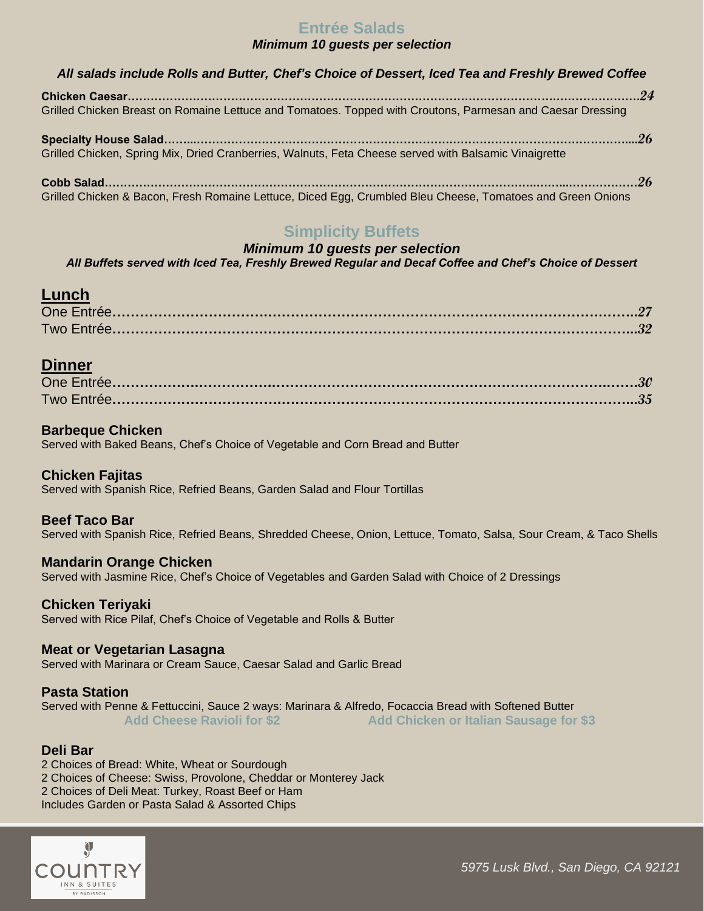## Entrée Salads

***Minimum 10 guests per selection***

***All salads include Rolls and Butter, Chef's Choice of Dessert, Iced Tea and Freshly Brewed Coffee***

**Chicken Caesar**……………………………………………………………………………………………………………*24*
Grilled Chicken Breast on Romaine Lettuce and Tomatoes. Topped with Croutons, Parmesan and Caesar Dressing

**Specialty House Salad**………………………………………………………………………………………………….*26*
Grilled Chicken, Spring Mix, Dried Cranberries, Walnuts, Feta Cheese served with Balsamic Vinaigrette

**Cobb Salad**……………………………………………………………………………………………………………….*26*
Grilled Chicken & Bacon, Fresh Romaine Lettuce, Diced Egg, Crumbled Bleu Cheese, Tomatoes and Green Onions

## Simplicity Buffets

***Minimum 10 guests per selection***

***All Buffets served with Iced Tea, Freshly Brewed Regular and Decaf Coffee and Chef's Choice of Dessert***

### Lunch

One Entrée…………………………………………………………………………………………………….*27*
Two Entrée…………………………………………………………………………………………………….*32*

### Dinner

One Entrée…………………………………………………………………………………………………….*30*
Two Entrée…………………………………………………………………………………………………….*35*

**Barbeque Chicken**
Served with Baked Beans, Chef's Choice of Vegetable and Corn Bread and Butter

**Chicken Fajitas**
Served with Spanish Rice, Refried Beans, Garden Salad and Flour Tortillas

**Beef Taco Bar**
Served with Spanish Rice, Refried Beans, Shredded Cheese, Onion, Lettuce, Tomato, Salsa, Sour Cream, & Taco Shells

**Mandarin Orange Chicken**
Served with Jasmine Rice, Chef's Choice of Vegetables and Garden Salad with Choice of 2 Dressings

**Chicken Teriyaki**
Served with Rice Pilaf, Chef's Choice of Vegetable and Rolls & Butter

**Meat or Vegetarian Lasagna**
Served with Marinara or Cream Sauce, Caesar Salad and Garlic Bread

**Pasta Station**
Served with Penne & Fettuccini, Sauce 2 ways: Marinara & Alfredo, Focaccia Bread with Softened Butter
**Add Cheese Ravioli for $2** **Add Chicken or Italian Sausage for $3**

**Deli Bar**
2 Choices of Bread: White, Wheat or Sourdough
2 Choices of Cheese: Swiss, Provolone, Cheddar or Monterey Jack
2 Choices of Deli Meat: Turkey, Roast Beef or Ham
Includes Garden or Pasta Salad & Assorted Chips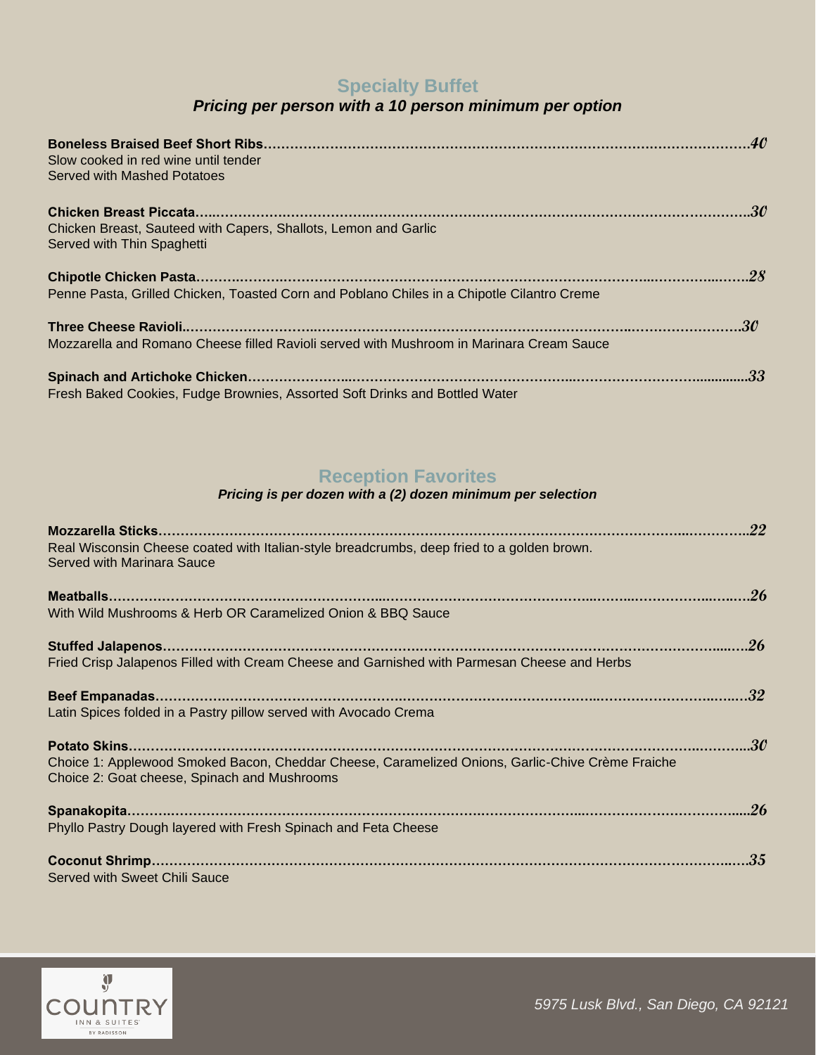## Specialty Buffet

***Pricing per person with a 10 person minimum per option***

**Boneless Braised Beef Short Ribs**……………………………………………………………………………………………….*40*
Slow cooked in red wine until tender
Served with Mashed Potatoes

**Chicken Breast Piccata**……………………………………………………………………………………………………………..*30*
Chicken Breast, Sauteed with Capers, Shallots, Lemon and Garlic
Served with Thin Spaghetti

**Chipotle Chicken Pasta**……………………………………………………………………………………………………………..*28*
Penne Pasta, Grilled Chicken, Toasted Corn and Poblano Chiles in a Chipotle Cilantro Creme

**Three Cheese Ravioli**……………………………………………………………………………………………………………..*30*
Mozzarella and Romano Cheese filled Ravioli served with Mushroom in Marinara Cream Sauce

**Spinach and Artichoke Chicken**……………………………………………………………………………………………………*33*
Fresh Baked Cookies, Fudge Brownies, Assorted Soft Drinks and Bottled Water

## Reception Favorites

***Pricing is per dozen with a (2) dozen minimum per selection***

**Mozzarella Sticks**……………………………………………………………………………………………………………..*22*
Real Wisconsin Cheese coated with Italian-style breadcrumbs, deep fried to a golden brown.
Served with Marinara Sauce

**Meatballs**……………………………………………………………………………………………………………..*26*
With Wild Mushrooms & Herb OR Caramelized Onion & BBQ Sauce

**Stuffed Jalapenos**……………………………………………………………………………………………………………..*26*
Fried Crisp Jalapenos Filled with Cream Cheese and Garnished with Parmesan Cheese and Herbs

**Beef Empanadas**……………………………………………………………………………………………………………..*32*
Latin Spices folded in a Pastry pillow served with Avocado Crema

**Potato Skins**……………………………………………………………………………………………………………..*30*
Choice 1: Applewood Smoked Bacon, Cheddar Cheese, Caramelized Onions, Garlic-Chive Crème Fraiche
Choice 2: Goat cheese, Spinach and Mushrooms

**Spanakopita**……………………………………………………………………………………………………………..*26*
Phyllo Pastry Dough layered with Fresh Spinach and Feta Cheese

**Coconut Shrimp**……………………………………………………………………………………………………………..*35*
Served with Sweet Chili Sauce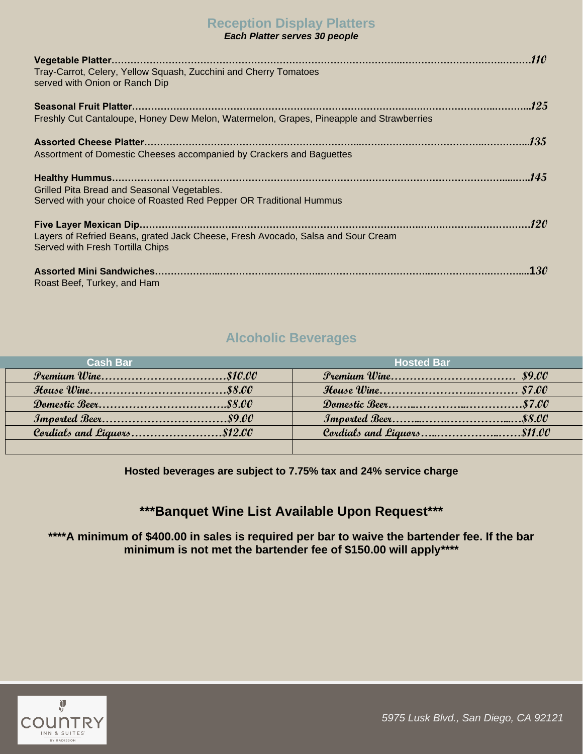## Reception Display Platters

***Each Platter serves 30 people***

**Vegetable Platter**……………………………………………………………………………110
Tray-Carrot, Celery, Yellow Squash, Zucchini and Cherry Tomatoes
served with Onion or Ranch Dip

**Seasonal Fruit Platter**……………………………………………………………………………125
Freshly Cut Cantaloupe, Honey Dew Melon, Watermelon, Grapes, Pineapple and Strawberries

**Assorted Cheese Platter**……………………………………………………………………………135
Assortment of Domestic Cheeses accompanied by Crackers and Baguettes

**Healthy Hummus**……………………………………………………………………………145
Grilled Pita Bread and Seasonal Vegetables.
Served with your choice of Roasted Red Pepper OR Traditional Hummus

**Five Layer Mexican Dip**……………………………………………………………………………120
Layers of Refried Beans, grated Jack Cheese, Fresh Avocado, Salsa and Sour Cream
Served with Fresh Tortilla Chips

**Assorted Mini Sandwiches**……………………………………………………………………………130
Roast Beef, Turkey, and Ham

## Alcoholic Beverages

| Cash Bar | Hosted Bar |
|---|---|
| *Premium Wine……………………………$10.00* | *Premium Wine…………………………… $9.00* |
| *House Wine………………………………$8.00* | *House Wine……………………………… $7.00* |
| *Domestic Beer……………………………$8.00* | *Domestic Beer……………………………$7.00* |
| *Imported Beer……………………………$9.00* | *Imported Beer……………………………$8.00* |
| *Cordials and Liquors……………………$12.00* | *Cordials and Liquors……………………$11.00* |
| | |

**Hosted beverages are subject to 7.75% tax and 24% service charge**

### \*\*\*Banquet Wine List Available Upon Request\*\*\*

**\*\*\*\*A minimum of $400.00 in sales is required per bar to waive the bartender fee. If the bar minimum is not met the bartender fee of $150.00 will apply\*\*\*\***

COUNTRY INN & SUITES BY RADISSON

*5975 Lusk Blvd., San Diego, CA 92121*